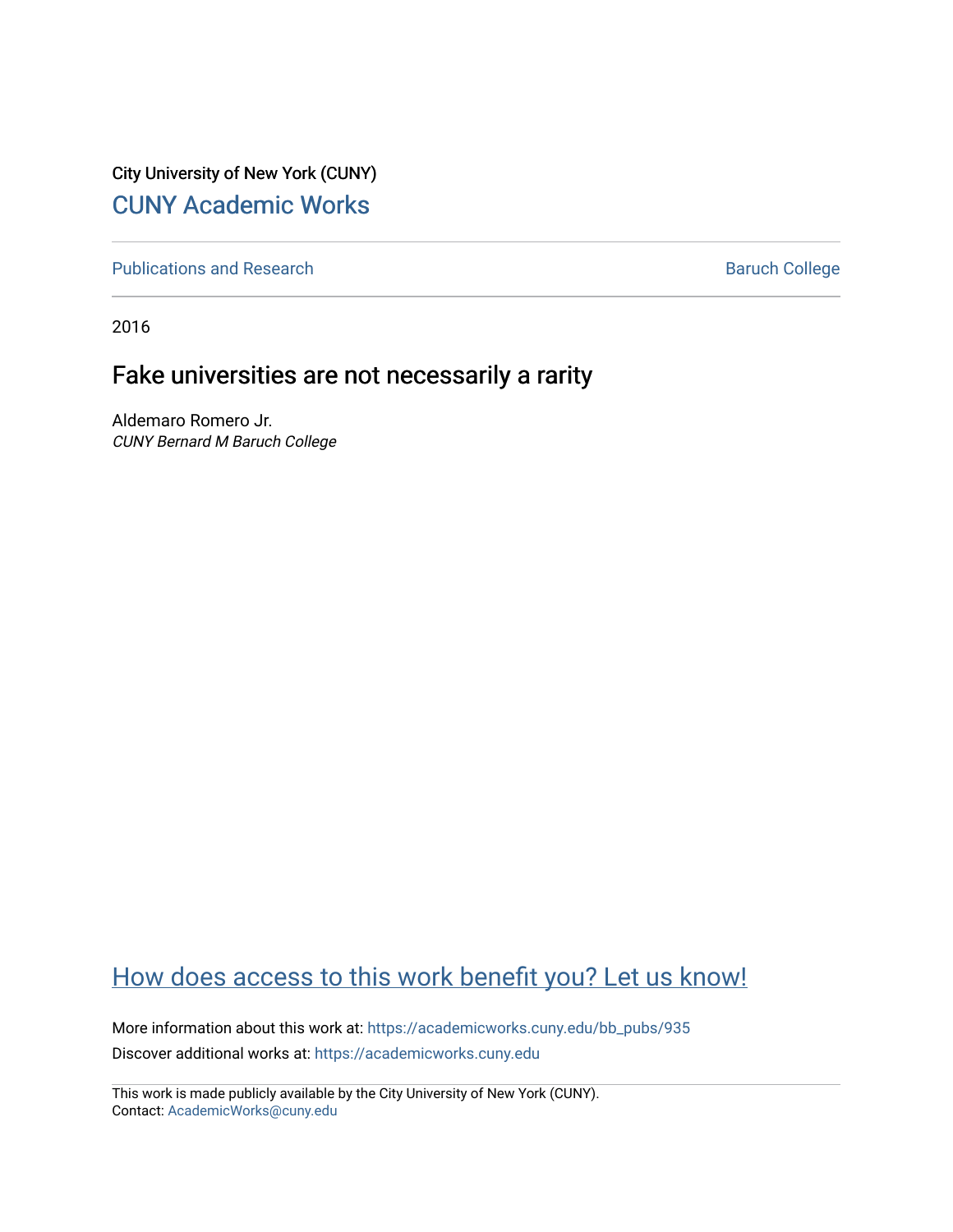City University of New York (CUNY)

[CUNY Academic Works](https://academicworks.cuny.edu)

[Publications and Research](https://academicworks.cuny.edu/bb_pubs) | [Baruch College](https://academicworks.cuny.edu/bb)

2016

# Fake universities are not necessarily a rarity

Aldemaro Romero Jr.
*CUNY Bernard M Baruch College*

[How does access to this work benefit you? Let us know!](https://academicworks.cuny.edu)

More information about this work at: https://academicworks.cuny.edu/bb_pubs/935
Discover additional works at: https://academicworks.cuny.edu

This work is made publicly available by the City University of New York (CUNY).
Contact: AcademicWorks@cuny.edu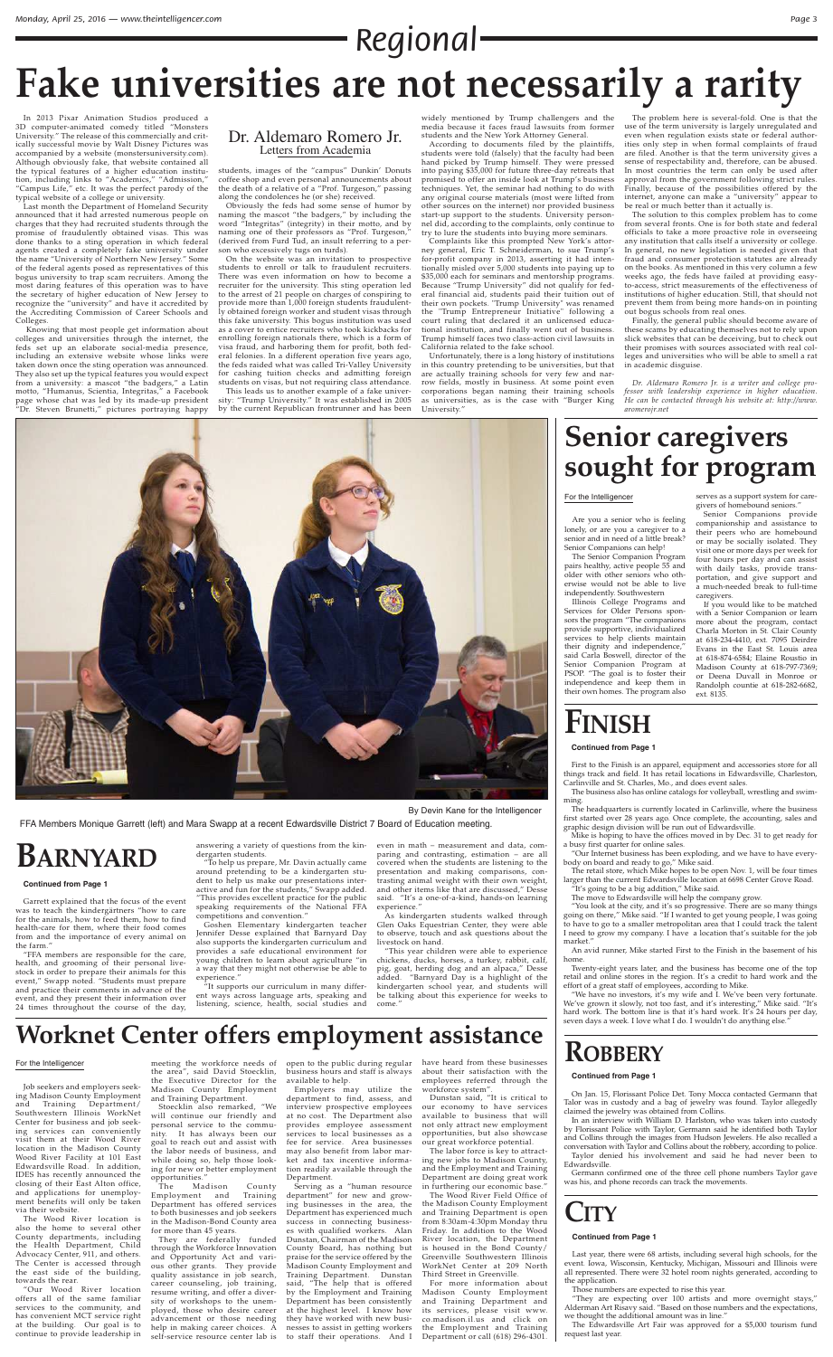# Regional

# Fake universities are not necessarily a rarity

## Dr. Aldemaro Romero Jr.
Letters from Academia

In 2013 Pixar Animation Studios produced a 3D computer-animated comedy titled "Monsters University." The release of this commercially and critically successful movie by Walt Disney Pictures was accompanied by a website (monstersuniversity.com). Although obviously fake, that website contained all the typical features of a higher education institution, including links to "Academics," "Admission," "Campus Life," etc. It was the perfect parody of the typical website of a college or university.

Last month the Department of Homeland Security announced that it had arrested numerous people on charges that they had recruited students through the promise of fraudulently obtained visas. This was done thanks to a sting operation in which federal agents created a completely fake university under the name "University of Northern New Jersey." Some of the federal agents posed as representatives of this bogus university to trap scam recruiters. Among the most daring features of this operation was to have the secretary of higher education of New Jersey to recognize the "university" and have it accredited by the Accrediting Commission of Career Schools and Colleges.

Knowing that most people get information about colleges and universities through the internet, the feds set up an elaborate social-media presence, including an extensive website whose links were taken down once the sting operation was announced. They also set up the typical features you would expect from a university: a mascot "the badgers," a Latin motto, "Humanus, Scientia, Integritas," a Facebook page whose chat was led by its made-up president "Dr. Steven Brunetti," pictures portraying happy students, images of the "campus" Dunkin' Donuts coffee shop and even personal announcements about the death of a relative of a "Prof. Turgeson," passing along the condolences he (or she) received.

Obviously the feds had some sense of humor by naming the mascot "the badgers," by including the word "Integritas" (integrity) in their motto, and by naming one of their professors as "Prof. Turgeson," (derived from Furd Tud, an insult referring to a person who excessively tugs on turds).

On the website was an invitation to prospective students to enroll or talk to fraudulent recruiters. There was even information on how to become a recruiter for the university. This sting operation led to the arrest of 21 people on charges of conspiring to provide more than 1,000 foreign students fraudulently obtained foreign worker and student visas through this fake university. This bogus institution was used as a cover to entice recruiters who took kickbacks for enrolling foreign nationals there, which is a form of visa fraud, and harboring them for profit, both federal felonies. In a different operation five years ago, the feds raided what was called Tri-Valley University for cashing tuition checks and admitting foreign students on visas, but not requiring class attendance.

This leads us to another example of a fake university: "Trump University." It was established in 2005 by the current Republican frontrunner and has been widely mentioned by Trump challengers and the media because it faces fraud lawsuits from former students and the New York Attorney General.

According to documents filed by the plaintiffs, students were told (falsely) that the faculty had been hand picked by Trump himself. They were pressed into paying $35,000 for future three-day retreats that promised to offer an inside look at Trump's business techniques. Yet, the seminar had nothing to do with any original course materials (most were lifted from other sources on the internet) nor provided business start-up support to the students. University personnel did, according to the complaints, only continue to try to lure the students into buying more seminars.

Complaints like this prompted New York's attorney general, Eric T. Schneiderman, to sue Trump's for-profit company in 2013, asserting it had intentionally misled over 5,000 students into paying up to $35,000 each for seminars and mentorship programs. Because "Trump University" did not qualify for federal financial aid, students paid their tuition out of their own pockets. "Trump University" was renamed the "Trump Entrepreneur Initiative" following a court ruling that declared it an unlicensed educational institution, and finally went out of business. Trump himself faces two class-action civil lawsuits in California related to the fake school.

Unfortunately, there is a long history of institutions in this country pretending to be universities, but that are actually training schools for very few and narrow fields, mostly in business. At some point even corporations began naming their training schools as universities, as is the case with "Burger King University."

The problem here is several-fold. One is that the use of the term university is largely unregulated and even when regulation exists state or federal authorities only step in when formal complaints of fraud are filed. Another is that the term university gives a sense of respectability and, therefore, can be abused. In most countries the term can only be used after approval from the government following strict rules. Finally, because of the possibilities offered by the internet, anyone can make a "university" appear to be real or much better than it actually is.

The solution to this complex problem has to come from several fronts. One is for both state and federal officials to take a more proactive role in overseeing any institution that calls itself a university or college. In general, no new legislation is needed given that fraud and consumer protection statutes are already on the books. As mentioned in this very column a few weeks ago, the feds have failed at providing easy-to-access, strict measurements of the effectiveness of institutions of higher education. Still, that should not prevent them from being more hands-on in pointing out bogus schools from real ones.

Finally, the general public should become aware of these scams by educating themselves not to rely upon slick websites that can be deceiving, but to check out their promises with sources associated with real colleges and universities who will be able to smell a rat in academic disguise.

*Dr. Aldemaro Romero Jr. is a writer and college professor with leadership experience in higher education. He can be contacted through his website at: http://www.aromerojr.net*

By Devin Kane for the Intelligencer

FFA Members Monique Garrett (left) and Mara Swapp at a recent Edwardsville District 7 Board of Education meeting.

# Barnyard

**Continued from Page 1**

Garrett explained that the focus of the event was to teach the kindergartners "how to care for the animals, how to feed them, how to find health-care for them, where their food comes from and the importance of every animal on the farm."

"FFA members are responsible for the care, health, and grooming of their personal livestock in order to prepare their animals for this event," Swapp noted. "Students must prepare and practice their comments in advance of the event, and they present their information over 24 times throughout the course of the day, answering a variety of questions from the kindergarten students.

"To help us prepare, Mr. Davin actually came around pretending to be a kindergarten student to help us make our presentations interactive and fun for the students," Swapp added. "This provides excellent practice for the public speaking requirements of the National FFA competitions and convention."

Goshen Elementary kindergarten teacher Jennifer Desse explained that Barnyard Day also supports the kindergarten curriculum and provides a safe educational environment for young children to learn about agriculture "in a way that they might not otherwise be able to experience."

"It supports our curriculum in many different ways across language arts, speaking and listening, science, health, social studies and even in math – measurement and data, comparing and contrasting, estimation – are all covered when the students are listening to the presentation and making comparisons, contrasting animal weight with their own weight, and other items like that are discussed," Desse said. "It's a one-of-a-kind, hands-on learning experience."

As kindergarten students walked through Glen Oaks Equestrian Center, they were able to observe, touch and ask questions about the livestock on hand.

"This year children were able to experience chickens, ducks, horses, a turkey, rabbit, calf, pig, goat, herding dog and an alpaca," Desse added. "Barnyard Day is a highlight of the kindergarten school year, and students will be talking about this experience for weeks to come."

# Senior caregivers sought for program

For the Intelligencer

Are you a senior who is feeling lonely, or are you a caregiver to a senior and in need of a little break? Senior Companions can help!

The Senior Companion Program pairs healthy, active people 55 and older with other seniors who otherwise would not be able to live independently. Southwestern Illinois College Programs and Services for Older Persons sponsors the program "The companions provide supportive, individualized services to help clients maintain their dignity and independence," said Carla Boswell, director of the Senior Companion Program at PSOP. "The goal is to foster their independence and keep them in their own homes. The program also serves as a support system for caregivers of homebound seniors."

Senior Companions provide companionship and assistance to their peers who are homebound or may be socially isolated. They visit one or more days per week for four hours per day and can assist with daily tasks, provide transportation, and give support and a much-needed break to full-time caregivers.

If you would like to be matched with a Senior Companion or learn more about the program, contact Charla Morton in St. Clair County at 618-234-4410, ext. 7095 Deirdre Evans in the East St. Louis area at 618-874-6584; Elaine Rousho in Madison County at 618-797-7369; or Deena Duvall in Monroe or Randolph countie at 618-282-6682, ext. 8135.

# Finish

**Continued from Page 1**

First to the Finish is an apparel, equipment and accessories store for all things track and field. It has retail locations in Edwardsville, Charleston, Carlinville and St. Charles, Mo., and does event sales.

The business also has online catalogs for volleyball, wrestling and swimming.

The headquarters is currently located in Carlinville, where the business first started over 28 years ago. Once complete, the accounting, sales and graphic design division will be run out of Edwardsville.

Mike is hoping to have the offices moved in by Dec. 31 to get ready for a busy first quarter for online sales.

"Our Internet business has been exploding, and we have to have everybody on board and ready to go," Mike said.

The retail store, which Mike hopes to be open Nov. 1, will be four times larger than the current Edwardsville location at 6698 Center Grove Road.

"It's going to be a big addition," Mike said.

The move to Edwardsville will help the company grow.

"You look at the city, and it's so progressive. There are so many things going on there," Mike said. "If I wanted to get young people, I was going to have to go to a smaller metropolitan area that I could track the talent I need to grow my company. I have a location that's suitable for the job market."

An avid runner, Mike started First to the Finish in the basement of his home.

Twenty-eight years later, and the business has become one of the top retail and online stores in the region. It's a credit to hard work and the effort of a great staff of employees, according to Mike.

"We have no investors, it's my wife and I. We've been very fortunate. We've grown it slowly, not too fast, and it's interesting," Mike said. "It's hard work. The bottom line is that it's hard work. It's 24 hours per day, seven days a week. I love what I do. I wouldn't do anything else."

# Worknet Center offers employment assistance

For the Intelligencer

Job seekers and employers seeking Madison County Employment and Training Department/Southwestern Illinois WorkNet Center for business and job seeking services can conveniently visit them at their Wood River location in the Madison County Wood River Facility at 101 East Edwardsville Road. In addition, IDES has recently announced the closing of their East Alton office, and applications for unemployment benefits will only be taken via their website.

The Wood River location is also the home to several other County departments, including the Health Department, Child Advocacy Center, 911, and others. The Center is accessed through the east side of the building, towards the rear.

"Our Wood River location offers all of the same familiar services to the community, and has convenient MCT service right at the building. Our goal is to continue to provide leadership in meeting the workforce needs of the area", said David Stoecklin, the Executive Director for the Madison County Employment and Training Department.

Stoecklin also remarked, "We will continue our friendly and personal service to the community. It has always been our goal to reach out and assist with the labor needs of business, and while doing so, help those looking for new or better employment opportunities."

The Madison County Employment and Training Department has offered services to both businesses and job seekers in the Madison-Bond County area for more than 45 years.

They are federally funded through the Workforce Innovation and Opportunity Act and various other grants. They provide quality assistance in job search, career counseling, job training, resume writing, and offer a diversity of workshops to the unemployed, those who desire career advancement or those needing help in making career choices. A self-service resource center lab is open to the public during regular business hours and staff is always available to help.

Employers may utilize the department to find, assess, and interview prospective employees at no cost. The Department also provides employee assessment services to local businesses as a fee for service. Area businesses may also benefit from labor market and tax incentive information readily available through the Department.

Serving as a "human resource department" for new and growing businesses in the area, the Department has experienced much success in connecting businesses with qualified workers. Alan Dunstan, Chairman of the Madison County Board, has nothing but praise for the service offered by the Madison County Employment and Training Department. Dunstan said, "The help that is offered by the Employment and Training Department has been consistently at the highest level. I know how they have worked with new businesses to assist in getting workers to staff their operations. And I have heard from these businesses about their satisfaction with the employees referred through the workforce system".

Dunstan said, "It is critical to our economy to have services available to business that will not only attract new employment opportunities, but also showcase our great workforce potential.

The labor force is key to attracting new jobs to Madison County, and the Employment and Training Department are doing great work in furthering our economic base."

The Wood River Field Office of the Madison County Employment and Training Department is open from 8:30am-4:30pm Monday thru Friday. In addition to the Wood River location, the Department is housed in the Bond County/Greenville Southwestern Illinois WorkNet Center at 209 North Third Street in Greenville.

For more information about Madison County Employment and Training Department and its services, please visit www.co.madison.il.us and click on the Employment and Training Department or call (618) 296-4301.

# Robbery

**Continued from Page 1**

On Jan. 15, Florissant Police Det. Tony Mocca contacted Germann that Talor was in custody and a bag of jewelry was found. Taylor allegedly claimed the jewelry was obtained from Collins.

In an interview with William D. Harlston, who was taken into custody by Florissant Police with Taylor, Germann said he identified both Taylor and Collins through the images from Hudson Jewelers. He also recalled a conversation with Taylor and Collins about the robbery, according to police.

Taylor denied his involvement and said he had never been to Edwardsville.

Germann confirmed one of the three cell phone numbers Taylor gave was his, and phone records can track the movements.

# City

**Continued from Page 1**

Last year, there were 68 artists, including several high schools, for the event. Iowa, Wisconsin, Kentucky, Michigan, Missouri and Illinois were all represented. There were 32 hotel room nights generated, according to the application.

Those numbers are expected to rise this year.

"They are expecting over 100 artists and more overnight stays," Alderman Art Risavy said. "Based on those numbers and the expectations, we thought the additional amount was in line."

The Edwardsville Art Fair was approved for a $5,000 tourism fund request last year.